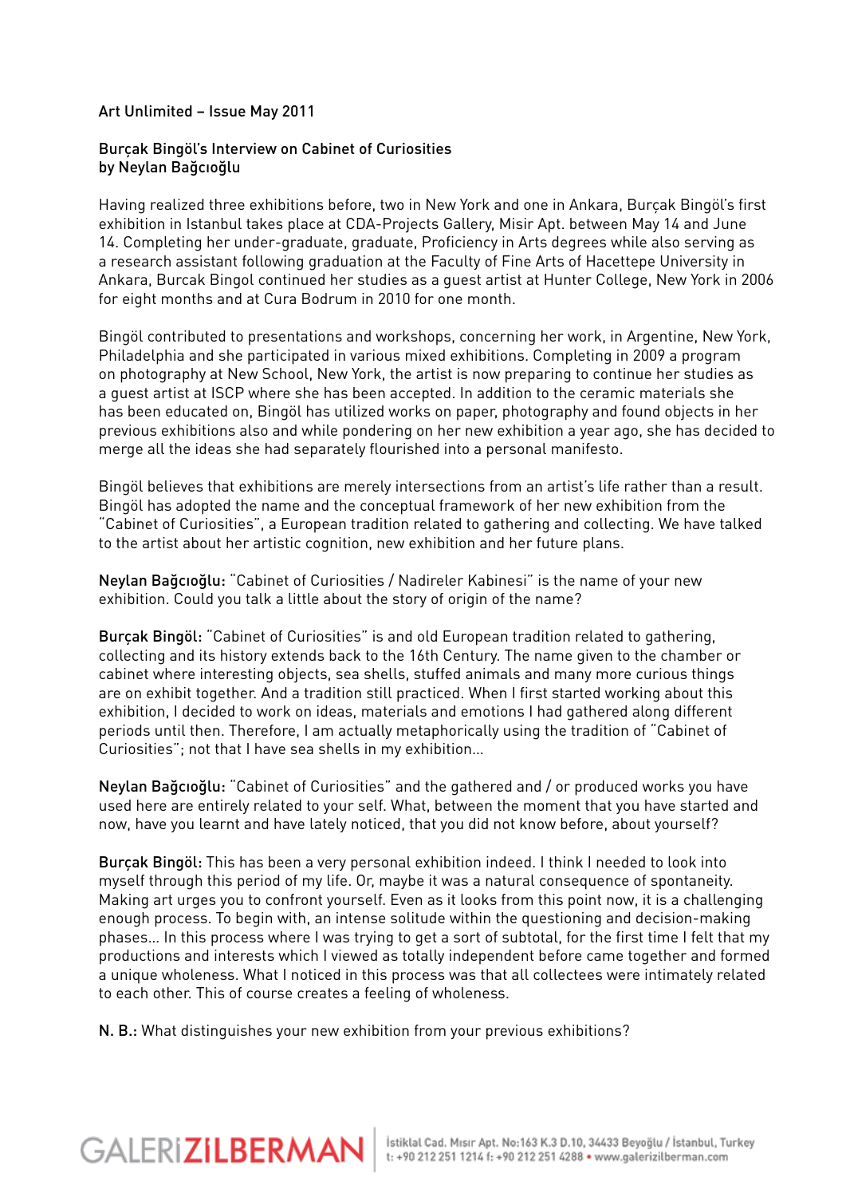Art Unlimited – Issue May 2011

Burçak Bingöl's Interview on Cabinet of Curiosities
by Neylan Bağcıoğlu

Having realized three exhibitions before, two in New York and one in Ankara, Burçak Bingöl's first exhibition in Istanbul takes place at CDA-Projects Gallery, Misir Apt. between May 14 and June 14. Completing her under-graduate, graduate, Proficiency in Arts degrees while also serving as a research assistant following graduation at the Faculty of Fine Arts of Hacettepe University in Ankara, Burcak Bingol continued her studies as a guest artist at Hunter College, New York in 2006 for eight months and at Cura Bodrum in 2010 for one month.

Bingöl contributed to presentations and workshops, concerning her work, in Argentine, New York, Philadelphia and she participated in various mixed exhibitions. Completing in 2009 a program on photography at New School, New York, the artist is now preparing to continue her studies as a guest artist at ISCP where she has been accepted. In addition to the ceramic materials she has been educated on, Bingöl has utilized works on paper, photography and found objects in her previous exhibitions also and while pondering on her new exhibition a year ago, she has decided to merge all the ideas she had separately flourished into a personal manifesto.

Bingöl believes that exhibitions are merely intersections from an artist's life rather than a result. Bingöl has adopted the name and the conceptual framework of her new exhibition from the "Cabinet of Curiosities", a European tradition related to gathering and collecting. We have talked to the artist about her artistic cognition, new exhibition and her future plans.

**Neylan Bağcıoğlu:** "Cabinet of Curiosities / Nadireler Kabinesi" is the name of your new exhibition. Could you talk a little about the story of origin of the name?

**Burçak Bingöl:** "Cabinet of Curiosities" is and old European tradition related to gathering, collecting and its history extends back to the 16th Century. The name given to the chamber or cabinet where interesting objects, sea shells, stuffed animals and many more curious things are on exhibit together. And a tradition still practiced. When I first started working about this exhibition, I decided to work on ideas, materials and emotions I had gathered along different periods until then. Therefore, I am actually metaphorically using the tradition of "Cabinet of Curiosities"; not that I have sea shells in my exhibition...

**Neylan Bağcıoğlu:** "Cabinet of Curiosities" and the gathered and / or produced works you have used here are entirely related to your self. What, between the moment that you have started and now, have you learnt and have lately noticed, that you did not know before, about yourself?

**Burçak Bingöl:** This has been a very personal exhibition indeed. I think I needed to look into myself through this period of my life. Or, maybe it was a natural consequence of spontaneity. Making art urges you to confront yourself. Even as it looks from this point now, it is a challenging enough process. To begin with, an intense solitude within the questioning and decision-making phases... In this process where I was trying to get a sort of subtotal, for the first time I felt that my productions and interests which I viewed as totally independent before came together and formed a unique wholeness. What I noticed in this process was that all collectees were intimately related to each other. This of course creates a feeling of wholeness.

**N. B.:** What distinguishes your new exhibition from your previous exhibitions?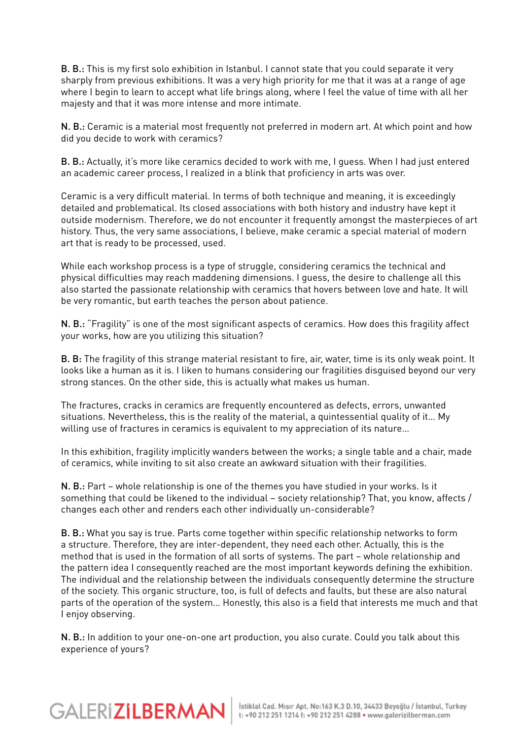**B. B.:** This is my first solo exhibition in Istanbul. I cannot state that you could separate it very sharply from previous exhibitions. It was a very high priority for me that it was at a range of age where I begin to learn to accept what life brings along, where I feel the value of time with all her majesty and that it was more intense and more intimate.

**N. B.:** Ceramic is a material most frequently not preferred in modern art. At which point and how did you decide to work with ceramics?

**B. B.:** Actually, it's more like ceramics decided to work with me, I guess. When I had just entered an academic career process, I realized in a blink that proficiency in arts was over.

Ceramic is a very difficult material. In terms of both technique and meaning, it is exceedingly detailed and problematical. Its closed associations with both history and industry have kept it outside modernism. Therefore, we do not encounter it frequently amongst the masterpieces of art history. Thus, the very same associations, I believe, make ceramic a special material of modern art that is ready to be processed, used.

While each workshop process is a type of struggle, considering ceramics the technical and physical difficulties may reach maddening dimensions. I guess, the desire to challenge all this also started the passionate relationship with ceramics that hovers between love and hate. It will be very romantic, but earth teaches the person about patience.

**N. B.:** "Fragility" is one of the most significant aspects of ceramics. How does this fragility affect your works, how are you utilizing this situation?

**B. B:** The fragility of this strange material resistant to fire, air, water, time is its only weak point. It looks like a human as it is. I liken to humans considering our fragilities disguised beyond our very strong stances. On the other side, this is actually what makes us human.

The fractures, cracks in ceramics are frequently encountered as defects, errors, unwanted situations. Nevertheless, this is the reality of the material, a quintessential quality of it... My willing use of fractures in ceramics is equivalent to my appreciation of its nature...

In this exhibition, fragility implicitly wanders between the works; a single table and a chair, made of ceramics, while inviting to sit also create an awkward situation with their fragilities.

**N. B.:** Part – whole relationship is one of the themes you have studied in your works. Is it something that could be likened to the individual – society relationship? That, you know, affects / changes each other and renders each other individually un-considerable?

**B. B.:** What you say is true. Parts come together within specific relationship networks to form a structure. Therefore, they are inter-dependent, they need each other. Actually, this is the method that is used in the formation of all sorts of systems. The part – whole relationship and the pattern idea I consequently reached are the most important keywords defining the exhibition. The individual and the relationship between the individuals consequently determine the structure of the society. This organic structure, too, is full of defects and faults, but these are also natural parts of the operation of the system... Honestly, this also is a field that interests me much and that I enjoy observing.

**N. B.:** In addition to your one-on-one art production, you also curate. Could you talk about this experience of yours?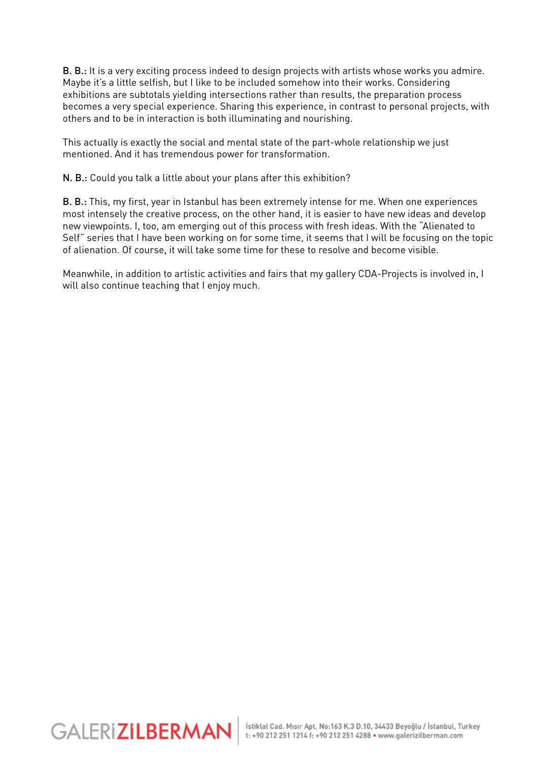**B. B.:** It is a very exciting process indeed to design projects with artists whose works you admire. Maybe it's a little selfish, but I like to be included somehow into their works. Considering exhibitions are subtotals yielding intersections rather than results, the preparation process becomes a very special experience. Sharing this experience, in contrast to personal projects, with others and to be in interaction is both illuminating and nourishing.

This actually is exactly the social and mental state of the part-whole relationship we just mentioned. And it has tremendous power for transformation.

**N. B.:** Could you talk a little about your plans after this exhibition?

**B. B.:** This, my first, year in Istanbul has been extremely intense for me. When one experiences most intensely the creative process, on the other hand, it is easier to have new ideas and develop new viewpoints. I, too, am emerging out of this process with fresh ideas. With the "Alienated to Self" series that I have been working on for some time, it seems that I will be focusing on the topic of alienation. Of course, it will take some time for these to resolve and become visible.

Meanwhile, in addition to artistic activities and fairs that my gallery CDA-Projects is involved in, I will also continue teaching that I enjoy much.